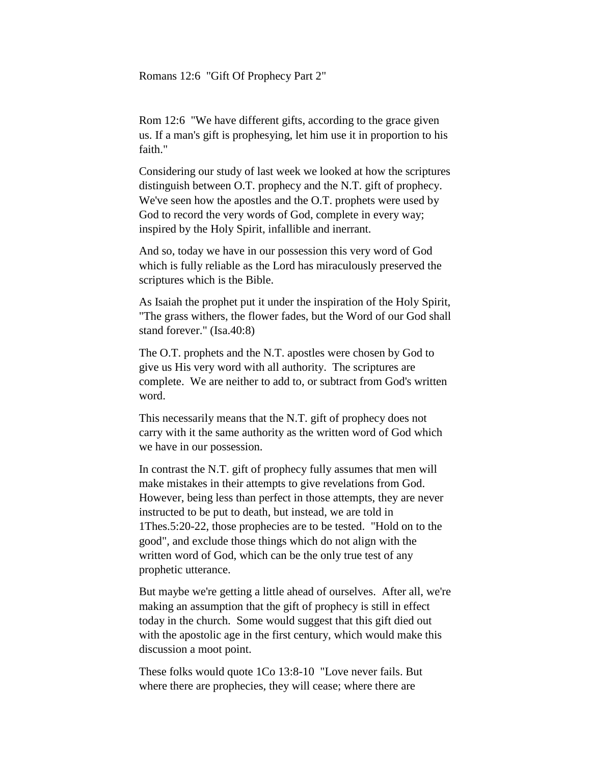Romans 12:6 "Gift Of Prophecy Part 2"

Rom 12:6 "We have different gifts, according to the grace given us. If a man's gift is prophesying, let him use it in proportion to his faith."

Considering our study of last week we looked at how the scriptures distinguish between O.T. prophecy and the N.T. gift of prophecy. We've seen how the apostles and the O.T. prophets were used by God to record the very words of God, complete in every way; inspired by the Holy Spirit, infallible and inerrant.

And so, today we have in our possession this very word of God which is fully reliable as the Lord has miraculously preserved the scriptures which is the Bible.

As Isaiah the prophet put it under the inspiration of the Holy Spirit, "The grass withers, the flower fades, but the Word of our God shall stand forever." (Isa.40:8)

The O.T. prophets and the N.T. apostles were chosen by God to give us His very word with all authority. The scriptures are complete. We are neither to add to, or subtract from God's written word.

This necessarily means that the N.T. gift of prophecy does not carry with it the same authority as the written word of God which we have in our possession.

In contrast the N.T. gift of prophecy fully assumes that men will make mistakes in their attempts to give revelations from God. However, being less than perfect in those attempts, they are never instructed to be put to death, but instead, we are told in 1Thes.5:20-22, those prophecies are to be tested. "Hold on to the good", and exclude those things which do not align with the written word of God, which can be the only true test of any prophetic utterance.

But maybe we're getting a little ahead of ourselves. After all, we're making an assumption that the gift of prophecy is still in effect today in the church. Some would suggest that this gift died out with the apostolic age in the first century, which would make this discussion a moot point.

These folks would quote 1Co 13:8-10 "Love never fails. But where there are prophecies, they will cease; where there are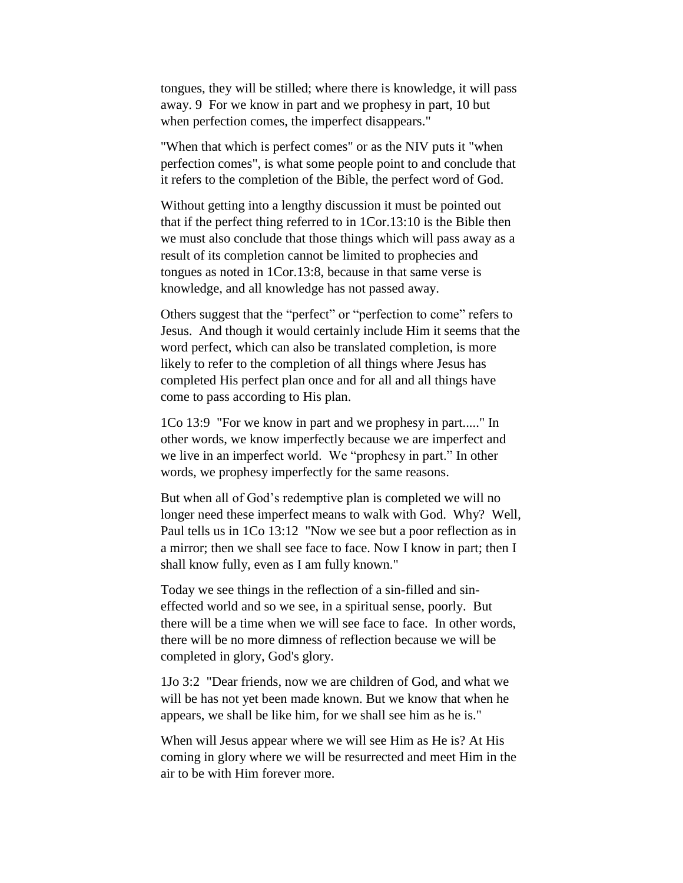tongues, they will be stilled; where there is knowledge, it will pass away. 9 For we know in part and we prophesy in part, 10 but when perfection comes, the imperfect disappears."

"When that which is perfect comes" or as the NIV puts it "when perfection comes", is what some people point to and conclude that it refers to the completion of the Bible, the perfect word of God.

Without getting into a lengthy discussion it must be pointed out that if the perfect thing referred to in 1Cor.13:10 is the Bible then we must also conclude that those things which will pass away as a result of its completion cannot be limited to prophecies and tongues as noted in 1Cor.13:8, because in that same verse is knowledge, and all knowledge has not passed away.

Others suggest that the "perfect" or "perfection to come" refers to Jesus. And though it would certainly include Him it seems that the word perfect, which can also be translated completion, is more likely to refer to the completion of all things where Jesus has completed His perfect plan once and for all and all things have come to pass according to His plan.

1Co 13:9 "For we know in part and we prophesy in part....." In other words, we know imperfectly because we are imperfect and we live in an imperfect world. We "prophesy in part." In other words, we prophesy imperfectly for the same reasons.

But when all of God's redemptive plan is completed we will no longer need these imperfect means to walk with God. Why? Well, Paul tells us in 1Co 13:12 "Now we see but a poor reflection as in a mirror; then we shall see face to face. Now I know in part; then I shall know fully, even as I am fully known."

Today we see things in the reflection of a sin-filled and sin-effected world and so we see, in a spiritual sense, poorly. But there will be a time when we will see face to face. In other words, there will be no more dimness of reflection because we will be completed in glory, God's glory.

1Jo 3:2 "Dear friends, now we are children of God, and what we will be has not yet been made known. But we know that when he appears, we shall be like him, for we shall see him as he is."

When will Jesus appear where we will see Him as He is? At His coming in glory where we will be resurrected and meet Him in the air to be with Him forever more.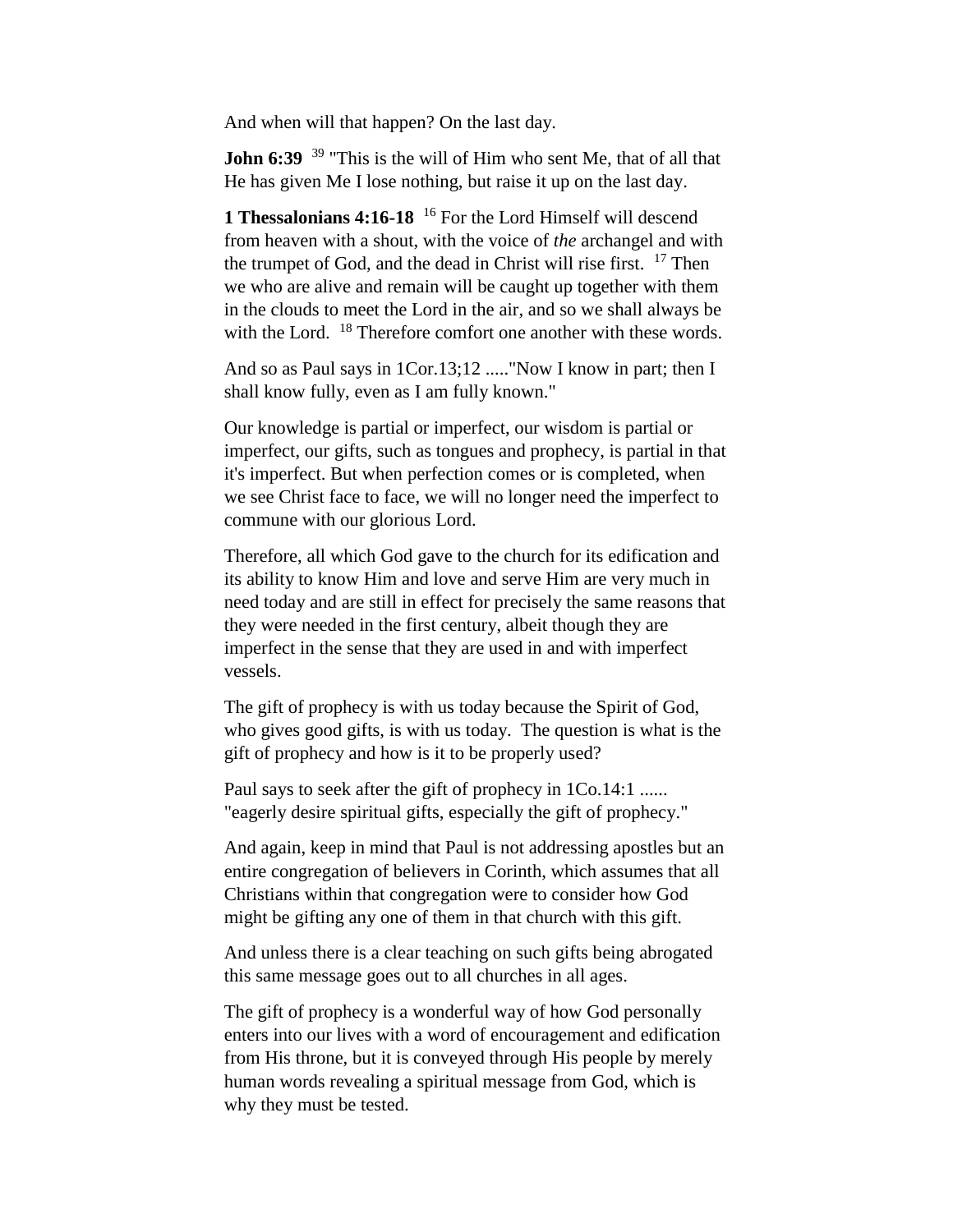And when will that happen? On the last day.

**John 6:39** [39] "This is the will of Him who sent Me, that of all that He has given Me I lose nothing, but raise it up on the last day.

**1 Thessalonians 4:16-18** [16] For the Lord Himself will descend from heaven with a shout, with the voice of *the* archangel and with the trumpet of God, and the dead in Christ will rise first. [17] Then we who are alive and remain will be caught up together with them in the clouds to meet the Lord in the air, and so we shall always be with the Lord. [18] Therefore comfort one another with these words.

And so as Paul says in 1Cor.13;12 ....."Now I know in part; then I shall know fully, even as I am fully known."

Our knowledge is partial or imperfect, our wisdom is partial or imperfect, our gifts, such as tongues and prophecy, is partial in that it's imperfect. But when perfection comes or is completed, when we see Christ face to face, we will no longer need the imperfect to commune with our glorious Lord.

Therefore, all which God gave to the church for its edification and its ability to know Him and love and serve Him are very much in need today and are still in effect for precisely the same reasons that they were needed in the first century, albeit though they are imperfect in the sense that they are used in and with imperfect vessels.

The gift of prophecy is with us today because the Spirit of God, who gives good gifts, is with us today. The question is what is the gift of prophecy and how is it to be properly used?

Paul says to seek after the gift of prophecy in 1Co.14:1 ...... "eagerly desire spiritual gifts, especially the gift of prophecy."

And again, keep in mind that Paul is not addressing apostles but an entire congregation of believers in Corinth, which assumes that all Christians within that congregation were to consider how God might be gifting any one of them in that church with this gift.

And unless there is a clear teaching on such gifts being abrogated this same message goes out to all churches in all ages.

The gift of prophecy is a wonderful way of how God personally enters into our lives with a word of encouragement and edification from His throne, but it is conveyed through His people by merely human words revealing a spiritual message from God, which is why they must be tested.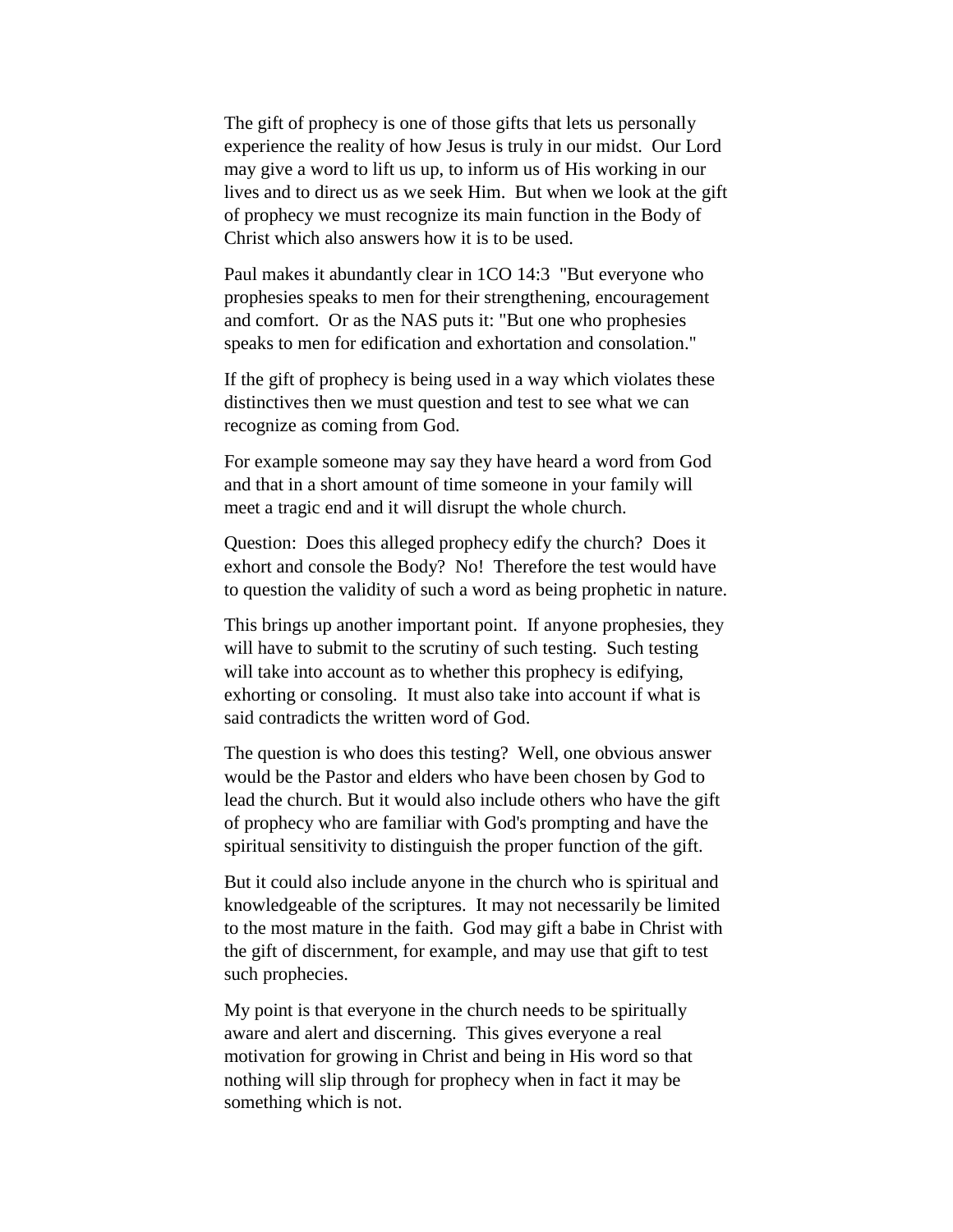The gift of prophecy is one of those gifts that lets us personally experience the reality of how Jesus is truly in our midst. Our Lord may give a word to lift us up, to inform us of His working in our lives and to direct us as we seek Him. But when we look at the gift of prophecy we must recognize its main function in the Body of Christ which also answers how it is to be used.

Paul makes it abundantly clear in 1CO 14:3 "But everyone who prophesies speaks to men for their strengthening, encouragement and comfort. Or as the NAS puts it: "But one who prophesies speaks to men for edification and exhortation and consolation."

If the gift of prophecy is being used in a way which violates these distinctives then we must question and test to see what we can recognize as coming from God.

For example someone may say they have heard a word from God and that in a short amount of time someone in your family will meet a tragic end and it will disrupt the whole church.

Question: Does this alleged prophecy edify the church? Does it exhort and console the Body? No! Therefore the test would have to question the validity of such a word as being prophetic in nature.

This brings up another important point. If anyone prophesies, they will have to submit to the scrutiny of such testing. Such testing will take into account as to whether this prophecy is edifying, exhorting or consoling. It must also take into account if what is said contradicts the written word of God.

The question is who does this testing? Well, one obvious answer would be the Pastor and elders who have been chosen by God to lead the church. But it would also include others who have the gift of prophecy who are familiar with God's prompting and have the spiritual sensitivity to distinguish the proper function of the gift.

But it could also include anyone in the church who is spiritual and knowledgeable of the scriptures. It may not necessarily be limited to the most mature in the faith. God may gift a babe in Christ with the gift of discernment, for example, and may use that gift to test such prophecies.

My point is that everyone in the church needs to be spiritually aware and alert and discerning. This gives everyone a real motivation for growing in Christ and being in His word so that nothing will slip through for prophecy when in fact it may be something which is not.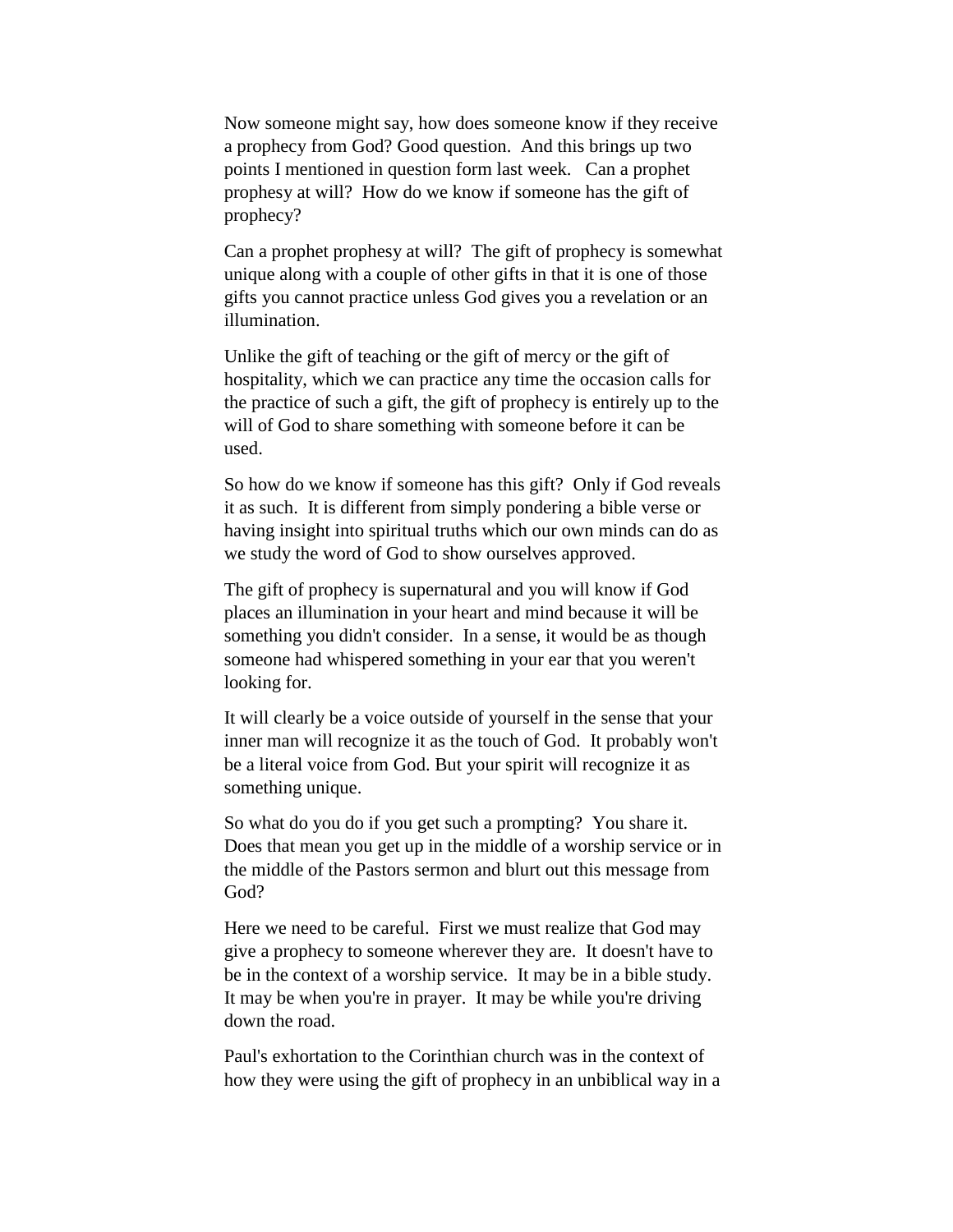Now someone might say, how does someone know if they receive a prophecy from God? Good question. And this brings up two points I mentioned in question form last week. Can a prophet prophesy at will? How do we know if someone has the gift of prophecy?

Can a prophet prophesy at will? The gift of prophecy is somewhat unique along with a couple of other gifts in that it is one of those gifts you cannot practice unless God gives you a revelation or an illumination.

Unlike the gift of teaching or the gift of mercy or the gift of hospitality, which we can practice any time the occasion calls for the practice of such a gift, the gift of prophecy is entirely up to the will of God to share something with someone before it can be used.

So how do we know if someone has this gift? Only if God reveals it as such. It is different from simply pondering a bible verse or having insight into spiritual truths which our own minds can do as we study the word of God to show ourselves approved.

The gift of prophecy is supernatural and you will know if God places an illumination in your heart and mind because it will be something you didn't consider. In a sense, it would be as though someone had whispered something in your ear that you weren't looking for.

It will clearly be a voice outside of yourself in the sense that your inner man will recognize it as the touch of God. It probably won't be a literal voice from God. But your spirit will recognize it as something unique.

So what do you do if you get such a prompting? You share it. Does that mean you get up in the middle of a worship service or in the middle of the Pastors sermon and blurt out this message from God?

Here we need to be careful. First we must realize that God may give a prophecy to someone wherever they are. It doesn't have to be in the context of a worship service. It may be in a bible study. It may be when you're in prayer. It may be while you're driving down the road.

Paul's exhortation to the Corinthian church was in the context of how they were using the gift of prophecy in an unbiblical way in a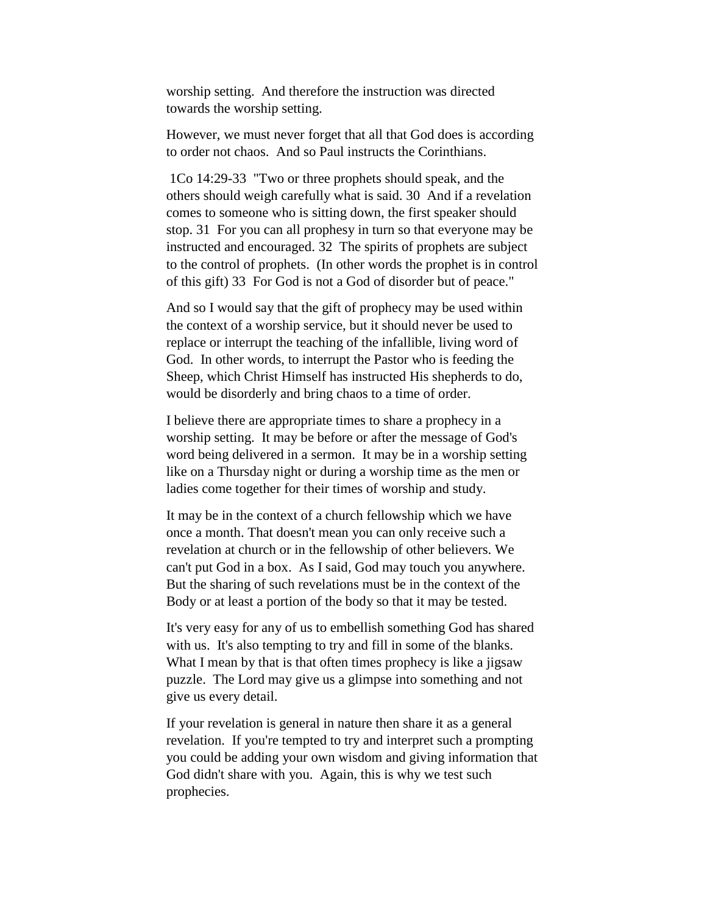worship setting. And therefore the instruction was directed towards the worship setting.

However, we must never forget that all that God does is according to order not chaos. And so Paul instructs the Corinthians.

1Co 14:29-33 "Two or three prophets should speak, and the others should weigh carefully what is said. 30 And if a revelation comes to someone who is sitting down, the first speaker should stop. 31 For you can all prophesy in turn so that everyone may be instructed and encouraged. 32 The spirits of prophets are subject to the control of prophets. (In other words the prophet is in control of this gift) 33 For God is not a God of disorder but of peace."

And so I would say that the gift of prophecy may be used within the context of a worship service, but it should never be used to replace or interrupt the teaching of the infallible, living word of God. In other words, to interrupt the Pastor who is feeding the Sheep, which Christ Himself has instructed His shepherds to do, would be disorderly and bring chaos to a time of order.

I believe there are appropriate times to share a prophecy in a worship setting. It may be before or after the message of God's word being delivered in a sermon. It may be in a worship setting like on a Thursday night or during a worship time as the men or ladies come together for their times of worship and study.

It may be in the context of a church fellowship which we have once a month. That doesn't mean you can only receive such a revelation at church or in the fellowship of other believers. We can't put God in a box. As I said, God may touch you anywhere. But the sharing of such revelations must be in the context of the Body or at least a portion of the body so that it may be tested.

It's very easy for any of us to embellish something God has shared with us. It's also tempting to try and fill in some of the blanks. What I mean by that is that often times prophecy is like a jigsaw puzzle. The Lord may give us a glimpse into something and not give us every detail.

If your revelation is general in nature then share it as a general revelation. If you're tempted to try and interpret such a prompting you could be adding your own wisdom and giving information that God didn't share with you. Again, this is why we test such prophecies.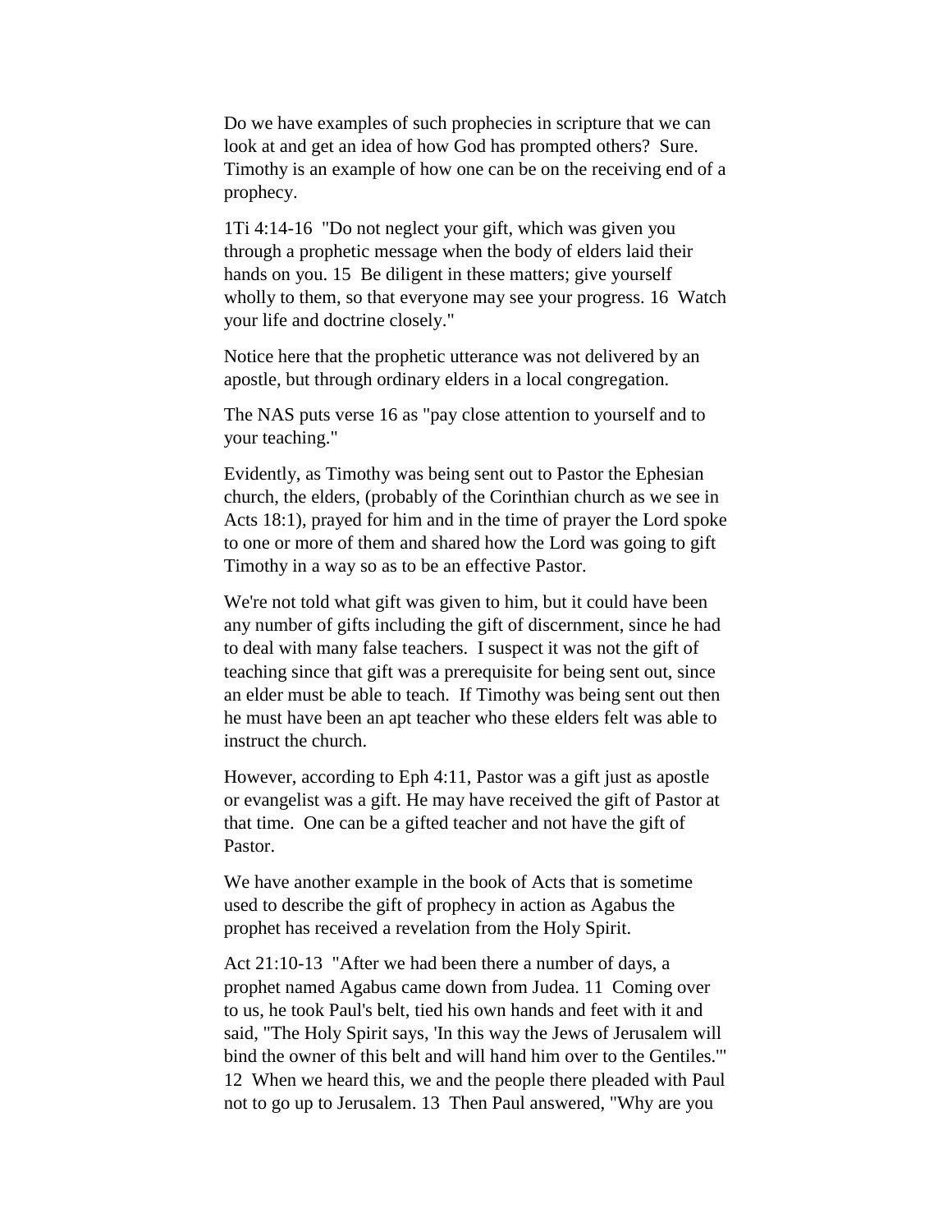Do we have examples of such prophecies in scripture that we can look at and get an idea of how God has prompted others? Sure. Timothy is an example of how one can be on the receiving end of a prophecy.

1Ti 4:14-16 "Do not neglect your gift, which was given you through a prophetic message when the body of elders laid their hands on you. 15 Be diligent in these matters; give yourself wholly to them, so that everyone may see your progress. 16 Watch your life and doctrine closely."

Notice here that the prophetic utterance was not delivered by an apostle, but through ordinary elders in a local congregation.

The NAS puts verse 16 as "pay close attention to yourself and to your teaching."

Evidently, as Timothy was being sent out to Pastor the Ephesian church, the elders, (probably of the Corinthian church as we see in Acts 18:1), prayed for him and in the time of prayer the Lord spoke to one or more of them and shared how the Lord was going to gift Timothy in a way so as to be an effective Pastor.

We're not told what gift was given to him, but it could have been any number of gifts including the gift of discernment, since he had to deal with many false teachers. I suspect it was not the gift of teaching since that gift was a prerequisite for being sent out, since an elder must be able to teach. If Timothy was being sent out then he must have been an apt teacher who these elders felt was able to instruct the church.

However, according to Eph 4:11, Pastor was a gift just as apostle or evangelist was a gift. He may have received the gift of Pastor at that time. One can be a gifted teacher and not have the gift of Pastor.

We have another example in the book of Acts that is sometime used to describe the gift of prophecy in action as Agabus the prophet has received a revelation from the Holy Spirit.

Act 21:10-13 "After we had been there a number of days, a prophet named Agabus came down from Judea. 11 Coming over to us, he took Paul's belt, tied his own hands and feet with it and said, "The Holy Spirit says, 'In this way the Jews of Jerusalem will bind the owner of this belt and will hand him over to the Gentiles.'" 12 When we heard this, we and the people there pleaded with Paul not to go up to Jerusalem. 13 Then Paul answered, "Why are you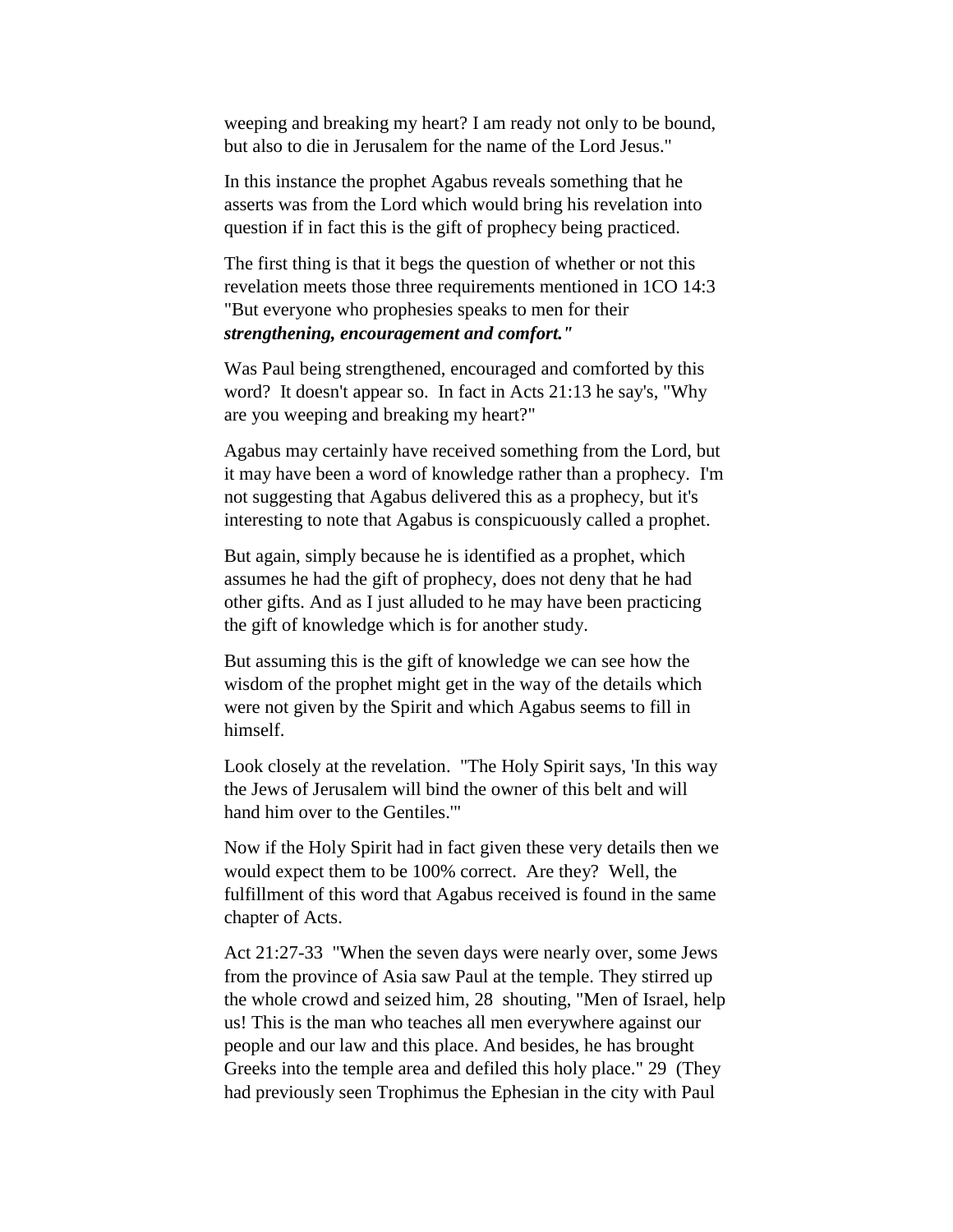weeping and breaking my heart? I am ready not only to be bound, but also to die in Jerusalem for the name of the Lord Jesus."

In this instance the prophet Agabus reveals something that he asserts was from the Lord which would bring his revelation into question if in fact this is the gift of prophecy being practiced.

The first thing is that it begs the question of whether or not this revelation meets those three requirements mentioned in 1CO 14:3 "But everyone who prophesies speaks to men for their ***strengthening, encouragement and comfort."***

Was Paul being strengthened, encouraged and comforted by this word? It doesn't appear so. In fact in Acts 21:13 he say's, "Why are you weeping and breaking my heart?"

Agabus may certainly have received something from the Lord, but it may have been a word of knowledge rather than a prophecy. I'm not suggesting that Agabus delivered this as a prophecy, but it's interesting to note that Agabus is conspicuously called a prophet.

But again, simply because he is identified as a prophet, which assumes he had the gift of prophecy, does not deny that he had other gifts. And as I just alluded to he may have been practicing the gift of knowledge which is for another study.

But assuming this is the gift of knowledge we can see how the wisdom of the prophet might get in the way of the details which were not given by the Spirit and which Agabus seems to fill in himself.

Look closely at the revelation. "The Holy Spirit says, 'In this way the Jews of Jerusalem will bind the owner of this belt and will hand him over to the Gentiles.'"

Now if the Holy Spirit had in fact given these very details then we would expect them to be 100% correct. Are they? Well, the fulfillment of this word that Agabus received is found in the same chapter of Acts.

Act 21:27-33 "When the seven days were nearly over, some Jews from the province of Asia saw Paul at the temple. They stirred up the whole crowd and seized him, 28 shouting, "Men of Israel, help us! This is the man who teaches all men everywhere against our people and our law and this place. And besides, he has brought Greeks into the temple area and defiled this holy place." 29 (They had previously seen Trophimus the Ephesian in the city with Paul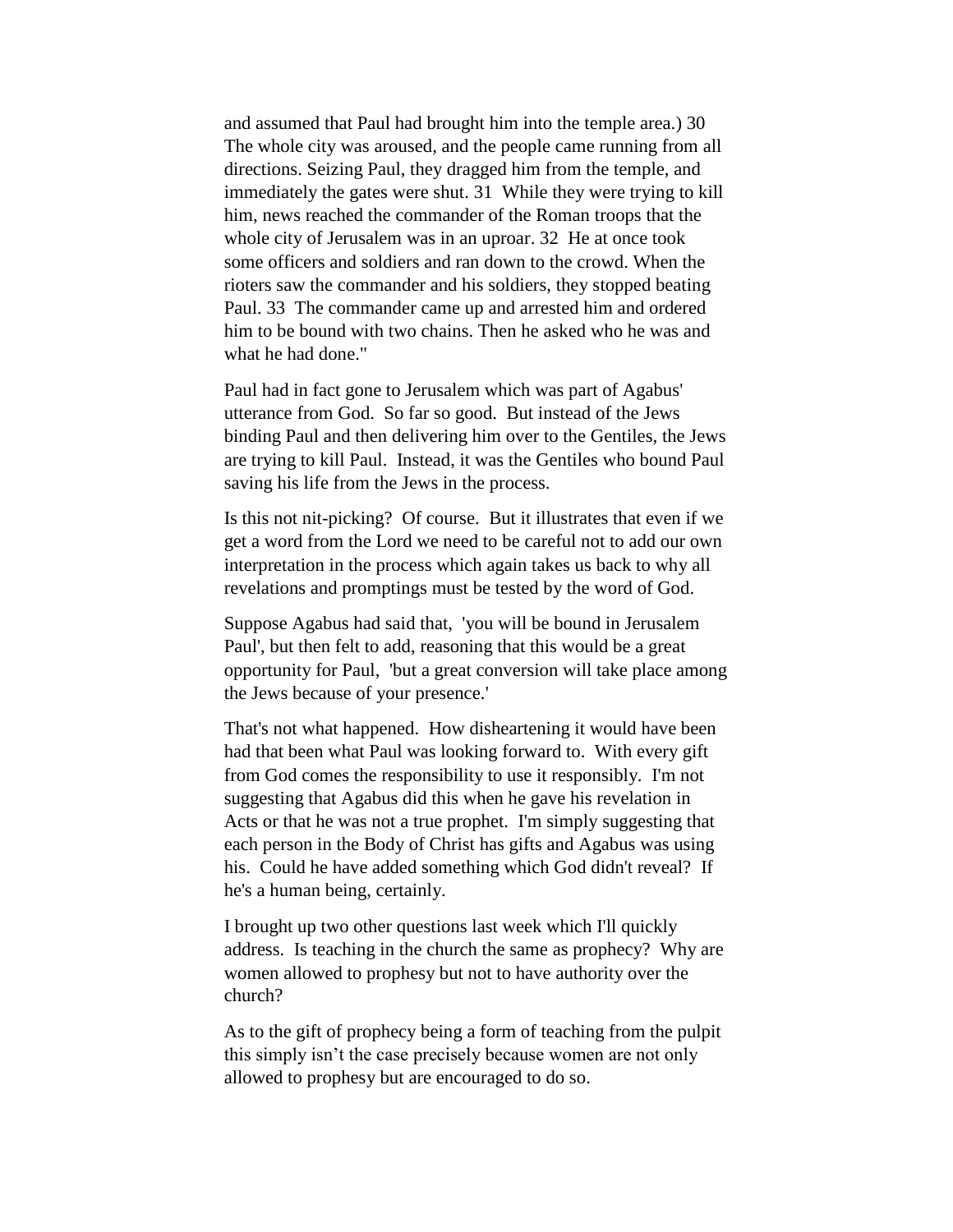and assumed that Paul had brought him into the temple area.) 30 The whole city was aroused, and the people came running from all directions. Seizing Paul, they dragged him from the temple, and immediately the gates were shut. 31 While they were trying to kill him, news reached the commander of the Roman troops that the whole city of Jerusalem was in an uproar. 32 He at once took some officers and soldiers and ran down to the crowd. When the rioters saw the commander and his soldiers, they stopped beating Paul. 33 The commander came up and arrested him and ordered him to be bound with two chains. Then he asked who he was and what he had done."

Paul had in fact gone to Jerusalem which was part of Agabus' utterance from God. So far so good. But instead of the Jews binding Paul and then delivering him over to the Gentiles, the Jews are trying to kill Paul. Instead, it was the Gentiles who bound Paul saving his life from the Jews in the process.

Is this not nit-picking? Of course. But it illustrates that even if we get a word from the Lord we need to be careful not to add our own interpretation in the process which again takes us back to why all revelations and promptings must be tested by the word of God.

Suppose Agabus had said that, 'you will be bound in Jerusalem Paul', but then felt to add, reasoning that this would be a great opportunity for Paul, 'but a great conversion will take place among the Jews because of your presence.'

That's not what happened. How disheartening it would have been had that been what Paul was looking forward to. With every gift from God comes the responsibility to use it responsibly. I'm not suggesting that Agabus did this when he gave his revelation in Acts or that he was not a true prophet. I'm simply suggesting that each person in the Body of Christ has gifts and Agabus was using his. Could he have added something which God didn't reveal? If he's a human being, certainly.

I brought up two other questions last week which I'll quickly address. Is teaching in the church the same as prophecy? Why are women allowed to prophesy but not to have authority over the church?

As to the gift of prophecy being a form of teaching from the pulpit this simply isn't the case precisely because women are not only allowed to prophesy but are encouraged to do so.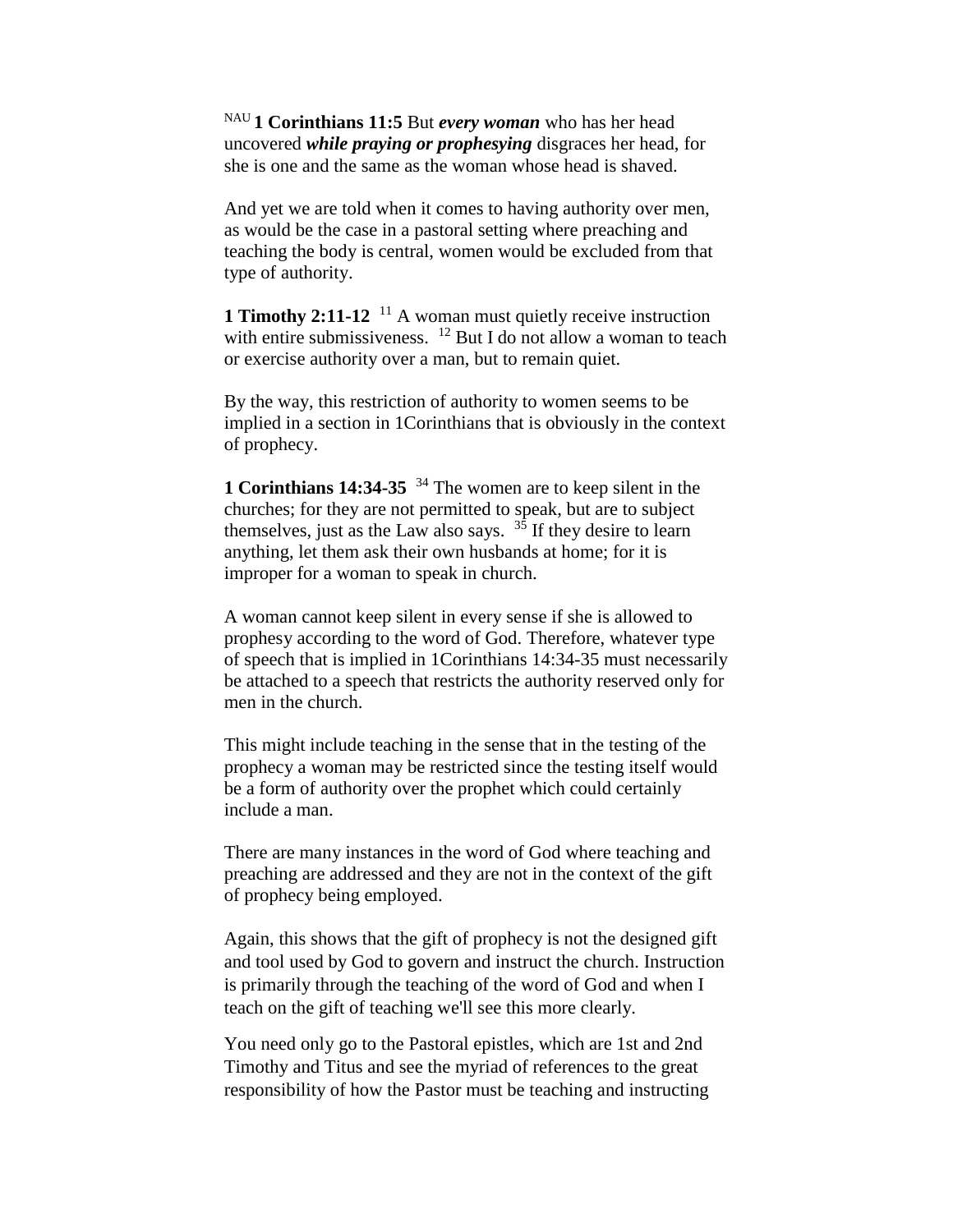NAU **1 Corinthians 11:5** But ***every woman*** who has her head uncovered ***while praying or prophesying*** disgraces her head, for she is one and the same as the woman whose head is shaved.

And yet we are told when it comes to having authority over men, as would be the case in a pastoral setting where preaching and teaching the body is central, women would be excluded from that type of authority.

**1 Timothy 2:11-12** [11] A woman must quietly receive instruction with entire submissiveness. [12] But I do not allow a woman to teach or exercise authority over a man, but to remain quiet.

By the way, this restriction of authority to women seems to be implied in a section in 1Corinthians that is obviously in the context of prophecy.

**1 Corinthians 14:34-35** [34] The women are to keep silent in the churches; for they are not permitted to speak, but are to subject themselves, just as the Law also says. [35] If they desire to learn anything, let them ask their own husbands at home; for it is improper for a woman to speak in church.

A woman cannot keep silent in every sense if she is allowed to prophesy according to the word of God. Therefore, whatever type of speech that is implied in 1Corinthians 14:34-35 must necessarily be attached to a speech that restricts the authority reserved only for men in the church.

This might include teaching in the sense that in the testing of the prophecy a woman may be restricted since the testing itself would be a form of authority over the prophet which could certainly include a man.

There are many instances in the word of God where teaching and preaching are addressed and they are not in the context of the gift of prophecy being employed.

Again, this shows that the gift of prophecy is not the designed gift and tool used by God to govern and instruct the church. Instruction is primarily through the teaching of the word of God and when I teach on the gift of teaching we'll see this more clearly.

You need only go to the Pastoral epistles, which are 1st and 2nd Timothy and Titus and see the myriad of references to the great responsibility of how the Pastor must be teaching and instructing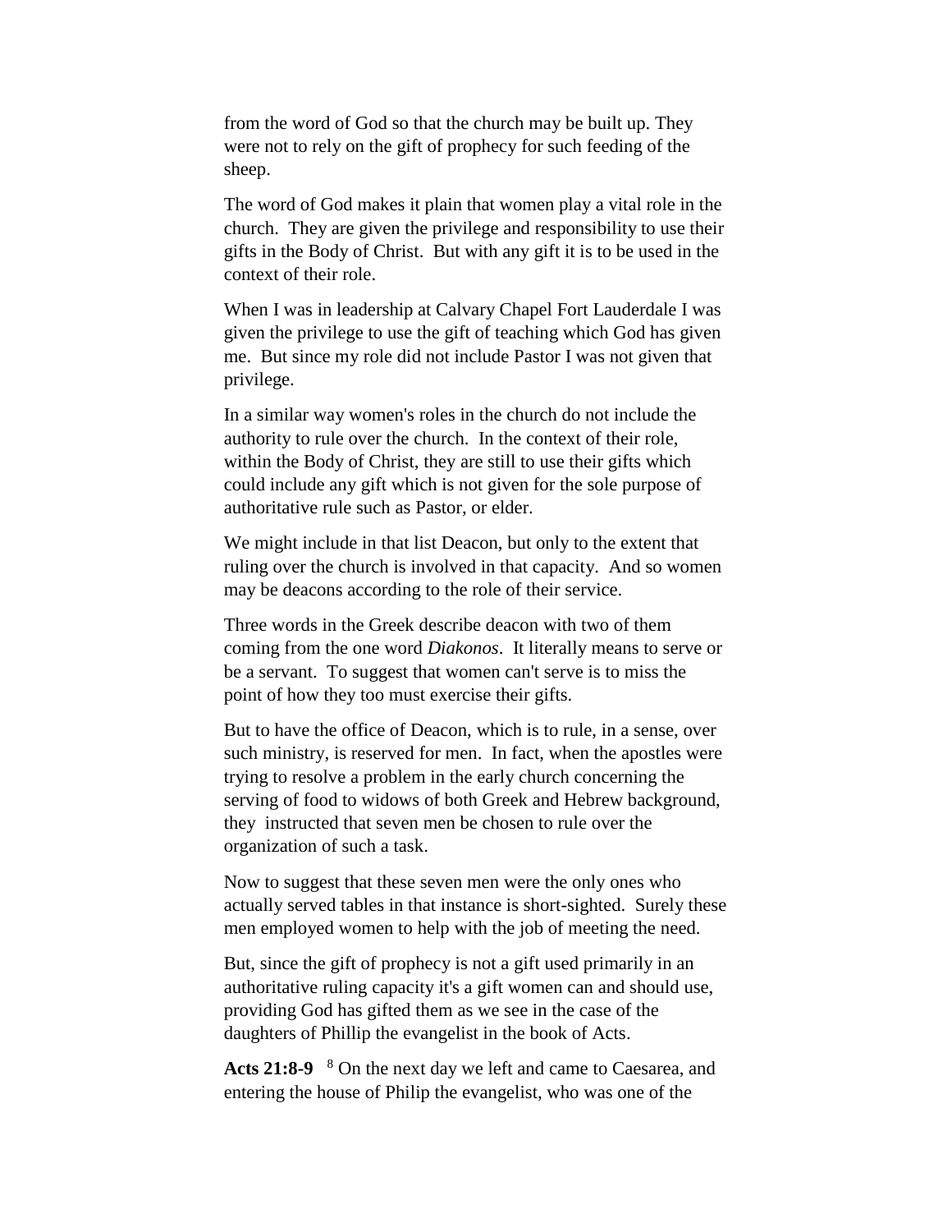from the word of God so that the church may be built up. They were not to rely on the gift of prophecy for such feeding of the sheep.

The word of God makes it plain that women play a vital role in the church. They are given the privilege and responsibility to use their gifts in the Body of Christ. But with any gift it is to be used in the context of their role.

When I was in leadership at Calvary Chapel Fort Lauderdale I was given the privilege to use the gift of teaching which God has given me. But since my role did not include Pastor I was not given that privilege.

In a similar way women's roles in the church do not include the authority to rule over the church. In the context of their role, within the Body of Christ, they are still to use their gifts which could include any gift which is not given for the sole purpose of authoritative rule such as Pastor, or elder.

We might include in that list Deacon, but only to the extent that ruling over the church is involved in that capacity. And so women may be deacons according to the role of their service.

Three words in the Greek describe deacon with two of them coming from the one word *Diakonos*. It literally means to serve or be a servant. To suggest that women can't serve is to miss the point of how they too must exercise their gifts.

But to have the office of Deacon, which is to rule, in a sense, over such ministry, is reserved for men. In fact, when the apostles were trying to resolve a problem in the early church concerning the serving of food to widows of both Greek and Hebrew background, they instructed that seven men be chosen to rule over the organization of such a task.

Now to suggest that these seven men were the only ones who actually served tables in that instance is short-sighted. Surely these men employed women to help with the job of meeting the need.

But, since the gift of prophecy is not a gift used primarily in an authoritative ruling capacity it's a gift women can and should use, providing God has gifted them as we see in the case of the daughters of Phillip the evangelist in the book of Acts.

**Acts 21:8-9** [8] On the next day we left and came to Caesarea, and entering the house of Philip the evangelist, who was one of the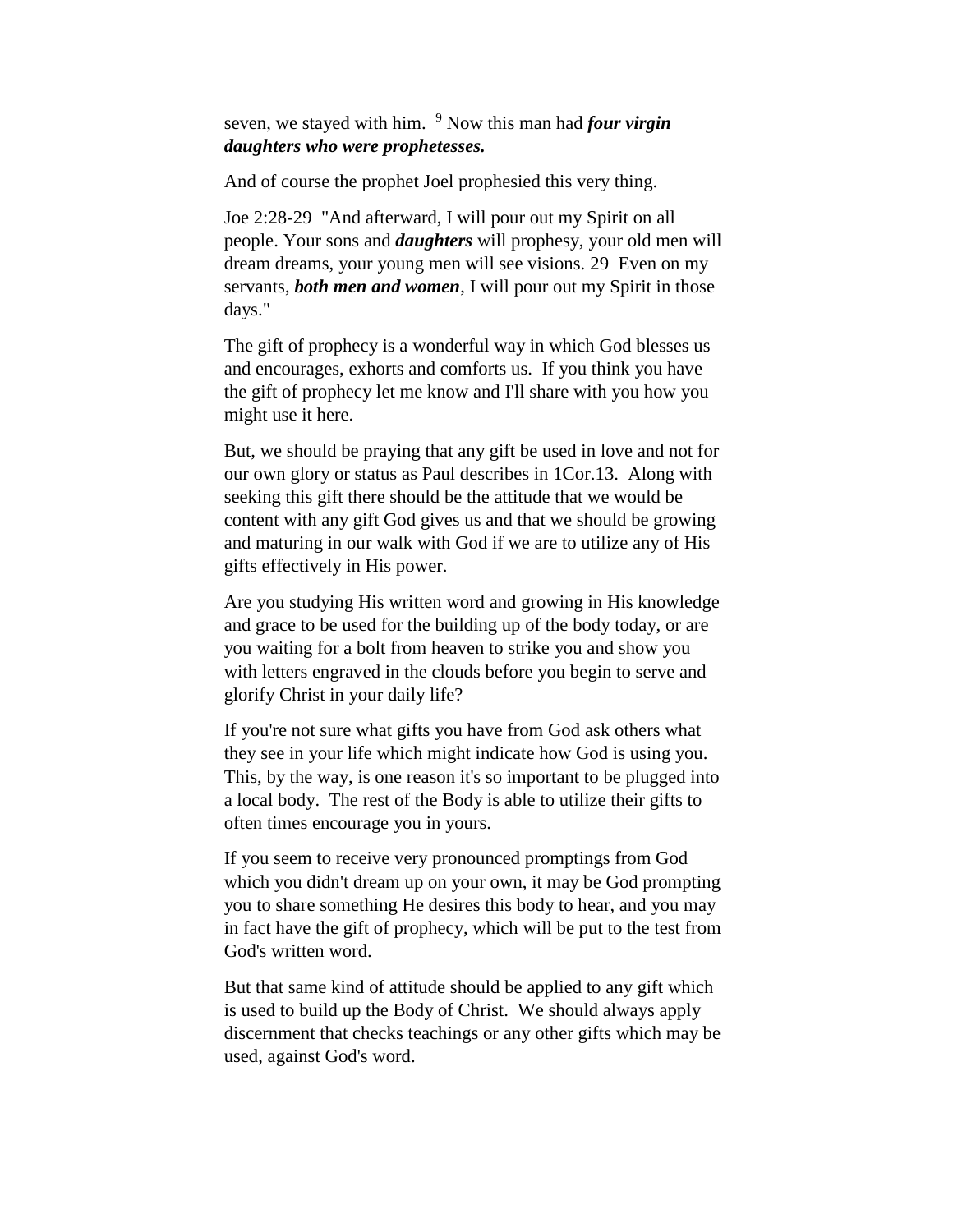seven, we stayed with him. [9] Now this man had ***four virgin daughters who were prophetesses.***

And of course the prophet Joel prophesied this very thing.

Joe 2:28-29 "And afterward, I will pour out my Spirit on all people. Your sons and ***daughters*** will prophesy, your old men will dream dreams, your young men will see visions. 29 Even on my servants, ***both men and women***, I will pour out my Spirit in those days."

The gift of prophecy is a wonderful way in which God blesses us and encourages, exhorts and comforts us. If you think you have the gift of prophecy let me know and I'll share with you how you might use it here.

But, we should be praying that any gift be used in love and not for our own glory or status as Paul describes in 1Cor.13. Along with seeking this gift there should be the attitude that we would be content with any gift God gives us and that we should be growing and maturing in our walk with God if we are to utilize any of His gifts effectively in His power.

Are you studying His written word and growing in His knowledge and grace to be used for the building up of the body today, or are you waiting for a bolt from heaven to strike you and show you with letters engraved in the clouds before you begin to serve and glorify Christ in your daily life?

If you're not sure what gifts you have from God ask others what they see in your life which might indicate how God is using you. This, by the way, is one reason it's so important to be plugged into a local body. The rest of the Body is able to utilize their gifts to often times encourage you in yours.

If you seem to receive very pronounced promptings from God which you didn't dream up on your own, it may be God prompting you to share something He desires this body to hear, and you may in fact have the gift of prophecy, which will be put to the test from God's written word.

But that same kind of attitude should be applied to any gift which is used to build up the Body of Christ. We should always apply discernment that checks teachings or any other gifts which may be used, against God's word.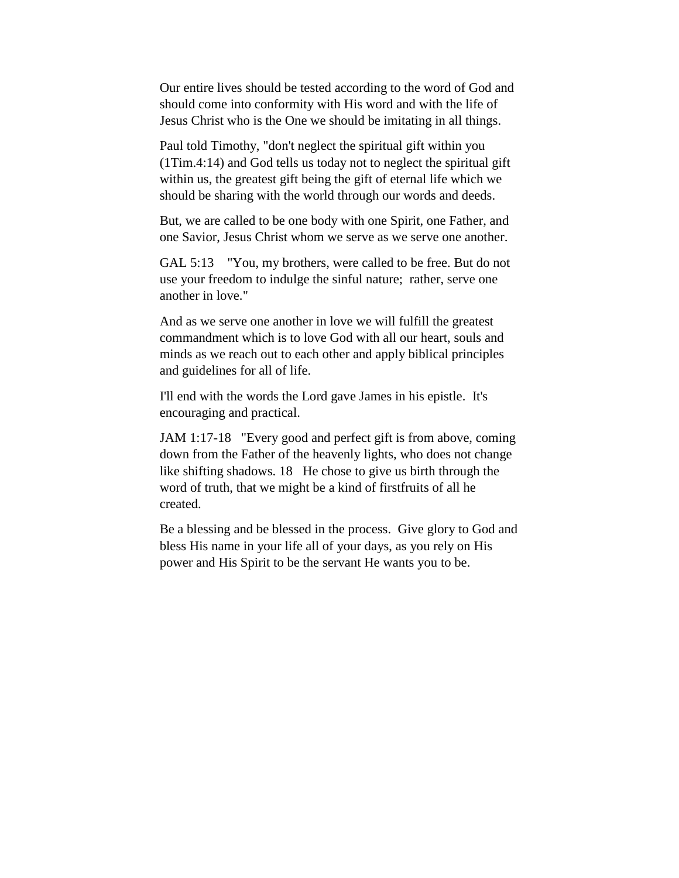Our entire lives should be tested according to the word of God and should come into conformity with His word and with the life of Jesus Christ who is the One we should be imitating in all things.

Paul told Timothy, "don't neglect the spiritual gift within you (1Tim.4:14) and God tells us today not to neglect the spiritual gift within us, the greatest gift being the gift of eternal life which we should be sharing with the world through our words and deeds.

But, we are called to be one body with one Spirit, one Father, and one Savior, Jesus Christ whom we serve as we serve one another.

GAL 5:13 "You, my brothers, were called to be free. But do not use your freedom to indulge the sinful nature; rather, serve one another in love."

And as we serve one another in love we will fulfill the greatest commandment which is to love God with all our heart, souls and minds as we reach out to each other and apply biblical principles and guidelines for all of life.

I'll end with the words the Lord gave James in his epistle. It's encouraging and practical.

JAM 1:17-18 "Every good and perfect gift is from above, coming down from the Father of the heavenly lights, who does not change like shifting shadows. 18 He chose to give us birth through the word of truth, that we might be a kind of firstfruits of all he created.

Be a blessing and be blessed in the process. Give glory to God and bless His name in your life all of your days, as you rely on His power and His Spirit to be the servant He wants you to be.